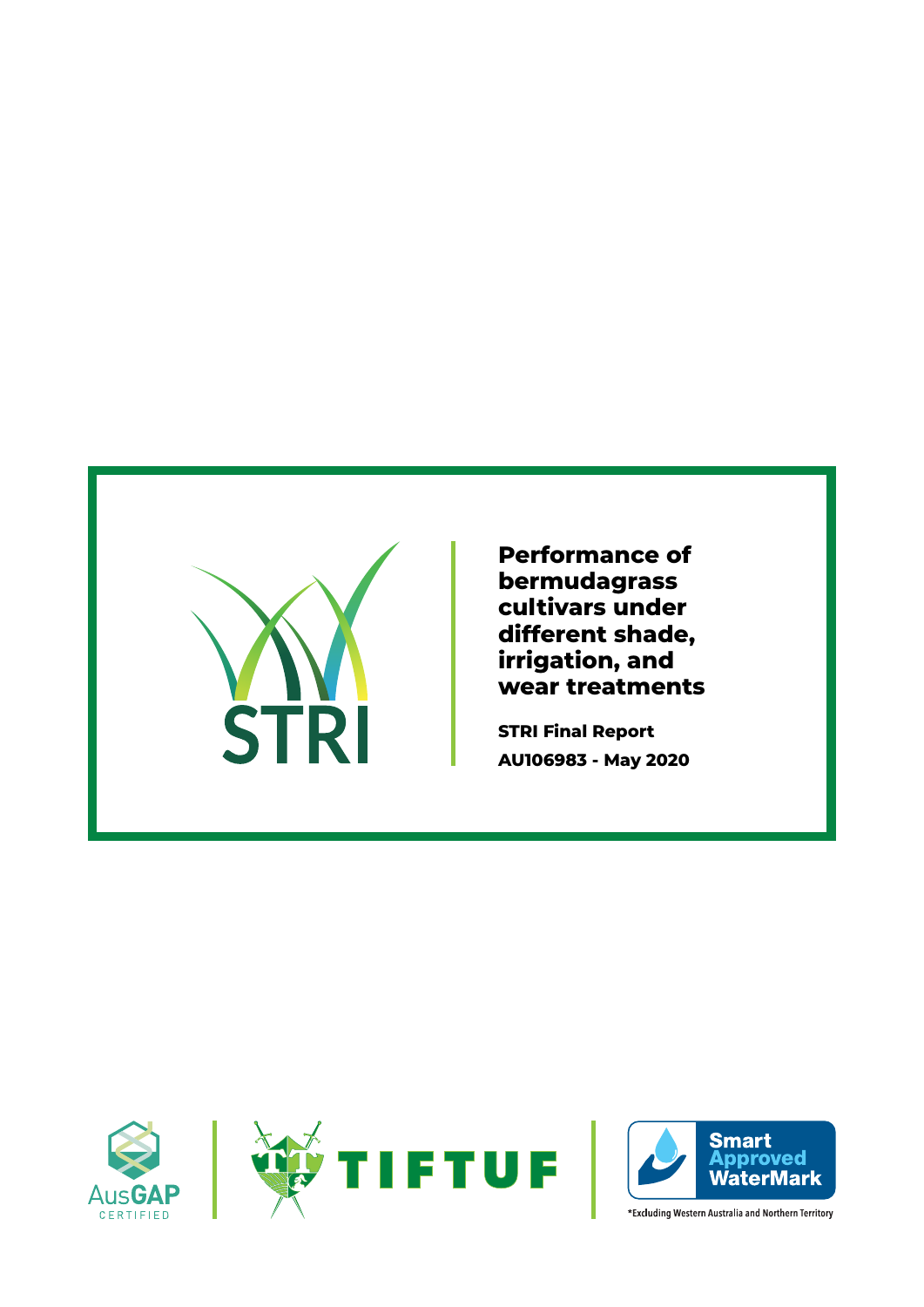STRI

# Performance of bermudagrass cultivars under different shade, irrigation, and wear treatments

**STRI Final Report**

**AU106983 - May 2020**

AusGAP CERTIFIED

TIFTUF

Smart Approved WaterMark

*Excluding Western Australia and Northern Territory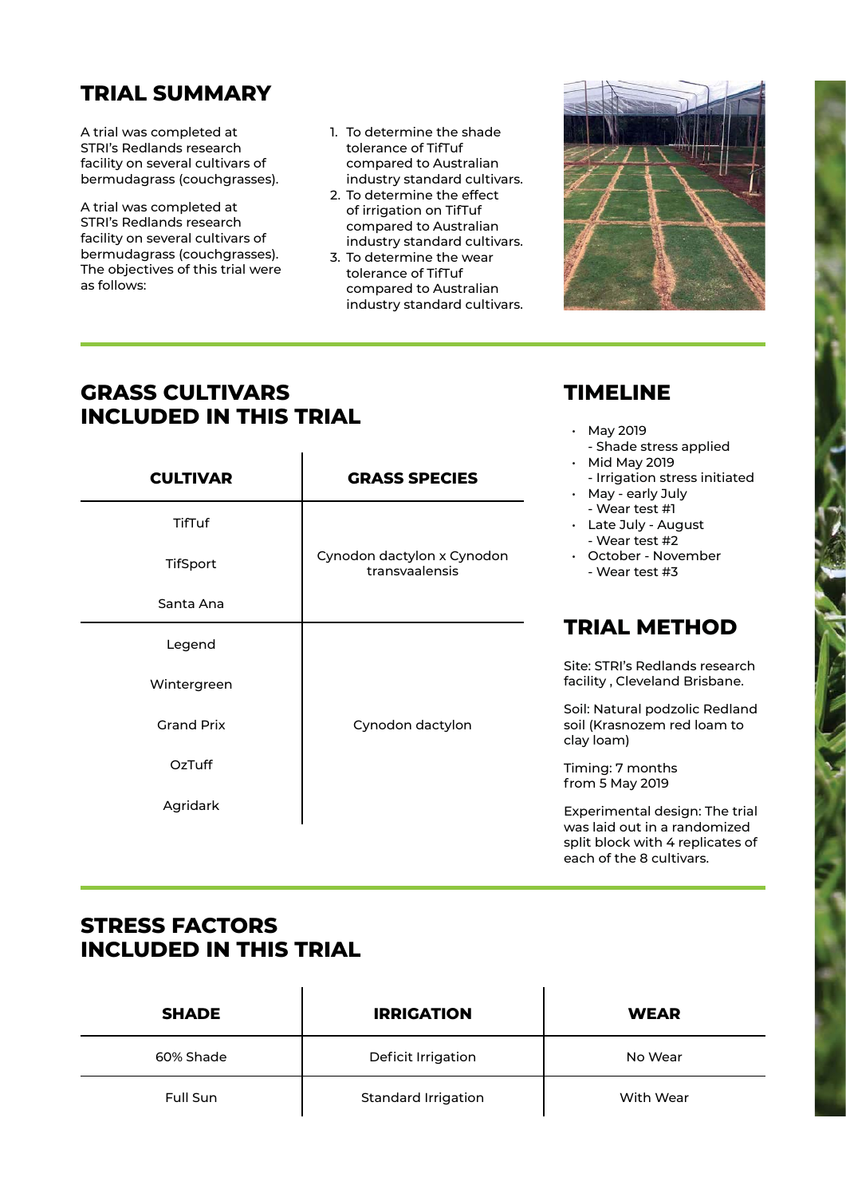## TRIAL SUMMARY

A trial was completed at STRI's Redlands research facility on several cultivars of bermudagrass (couchgrasses).

A trial was completed at STRI's Redlands research facility on several cultivars of bermudagrass (couchgrasses). The objectives of this trial were as follows:

1. To determine the shade tolerance of TifTuf compared to Australian industry standard cultivars.
2. To determine the effect of irrigation on TifTuf compared to Australian industry standard cultivars.
3. To determine the wear tolerance of TifTuf compared to Australian industry standard cultivars.

## GRASS CULTIVARS INCLUDED IN THIS TRIAL

| CULTIVAR | GRASS SPECIES |
|---|---|
| TifTuf | Cynodon dactylon x Cynodon transvaalensis |
| TifSport | |
| Santa Ana | |
| Legend | Cynodon dactylon |
| Wintergreen | |
| Grand Prix | |
| OzTuff | |
| Agridark | |

## TIMELINE

- May 2019
  - Shade stress applied
- Mid May 2019
  - Irrigation stress initiated
- May - early July
  - Wear test #1
- Late July - August
  - Wear test #2
- October - November
  - Wear test #3

## TRIAL METHOD

Site: STRI's Redlands research facility , Cleveland Brisbane.

Soil: Natural podzolic Redland soil (Krasnozem red loam to clay loam)

Timing: 7 months from 5 May 2019

Experimental design: The trial was laid out in a randomized split block with 4 replicates of each of the 8 cultivars.

## STRESS FACTORS INCLUDED IN THIS TRIAL

| SHADE | IRRIGATION | WEAR |
|---|---|---|
| 60% Shade | Deficit Irrigation | No Wear |
| Full Sun | Standard Irrigation | With Wear |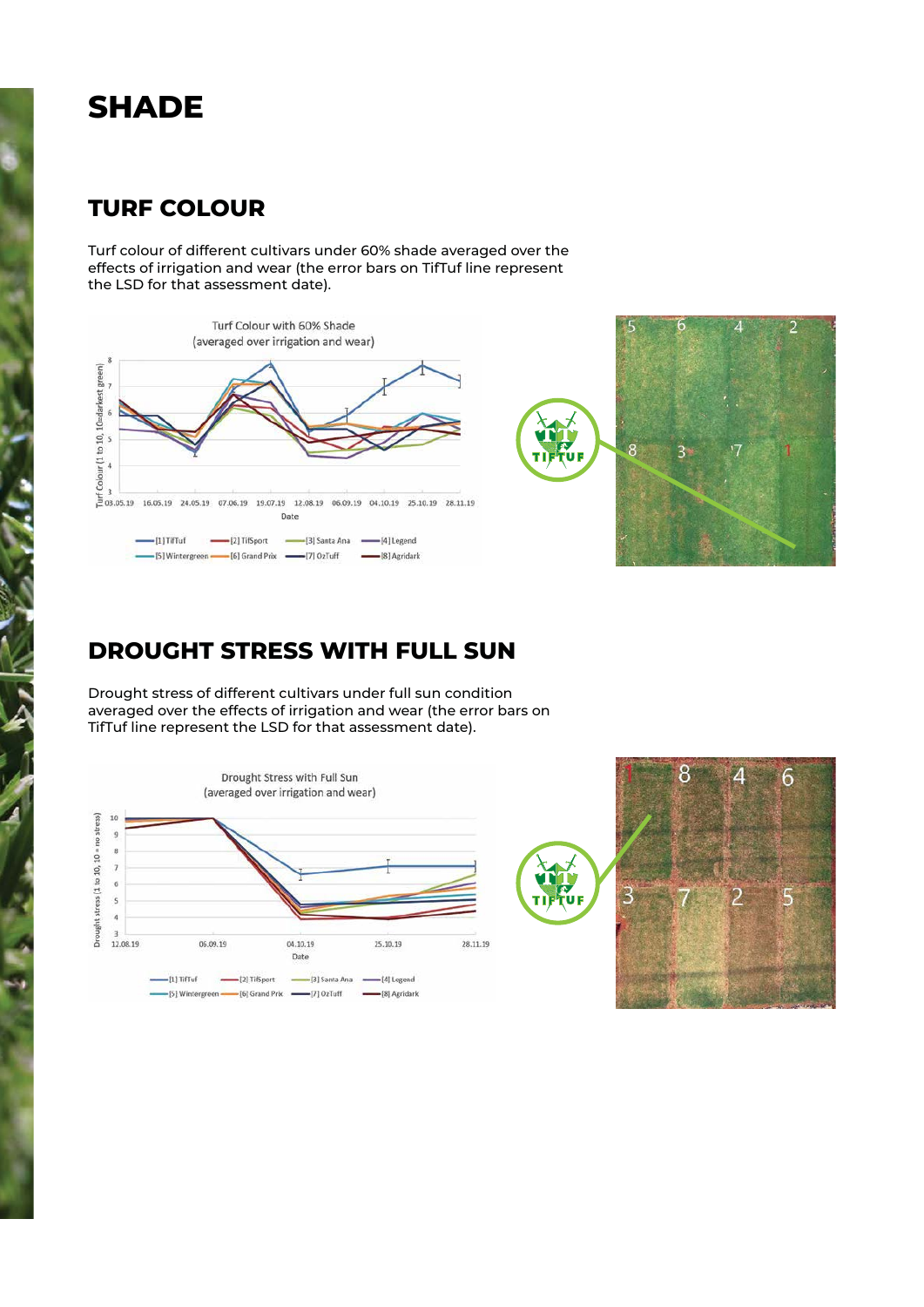# SHADE

## TURF COLOUR

Turf colour of different cultivars under 60% shade averaged over the effects of irrigation and wear (the error bars on TifTuf line represent the LSD for that assessment date).

## DROUGHT STRESS WITH FULL SUN

Drought stress of different cultivars under full sun condition averaged over the effects of irrigation and wear (the error bars on TifTuf line represent the LSD for that assessment date).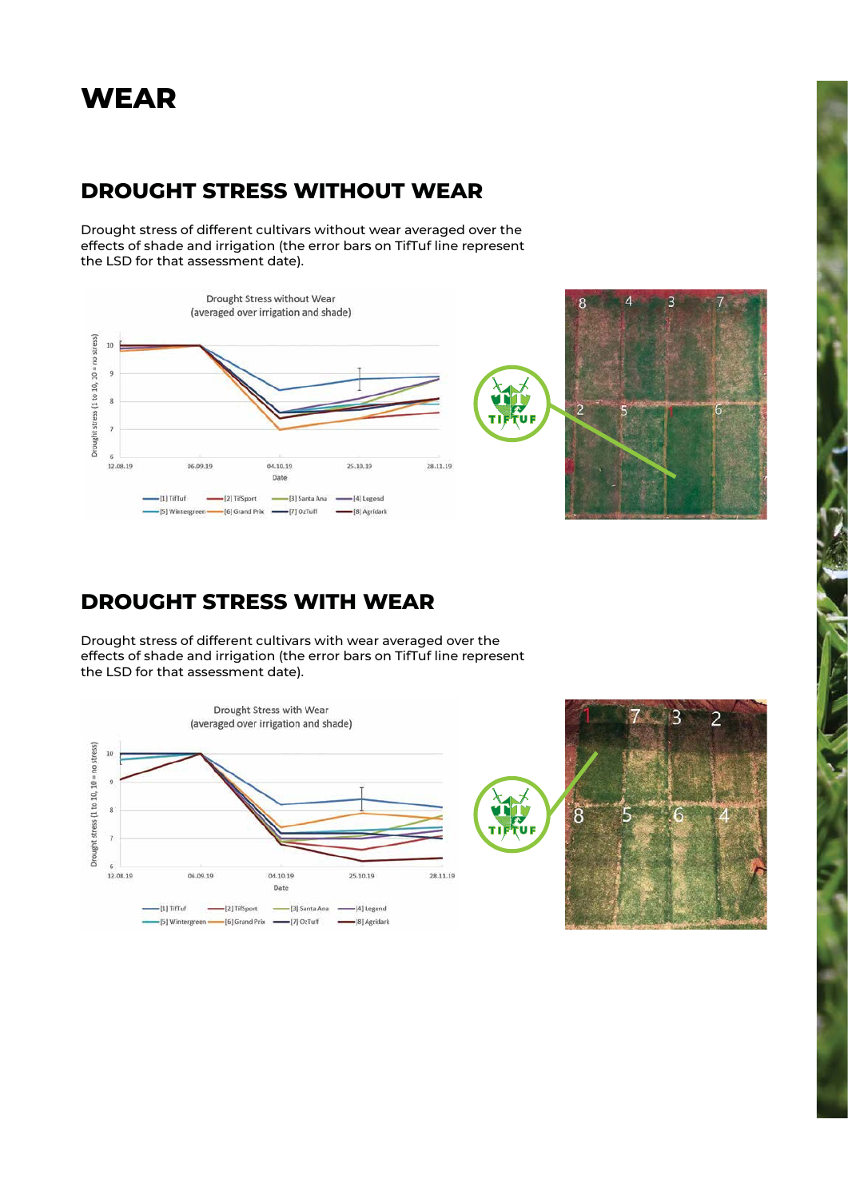# WEAR

## DROUGHT STRESS WITHOUT WEAR

Drought stress of different cultivars without wear averaged over the effects of shade and irrigation (the error bars on TifTuf line represent the LSD for that assessment date).

## DROUGHT STRESS WITH WEAR

Drought stress of different cultivars with wear averaged over the effects of shade and irrigation (the error bars on TifTuf line represent the LSD for that assessment date).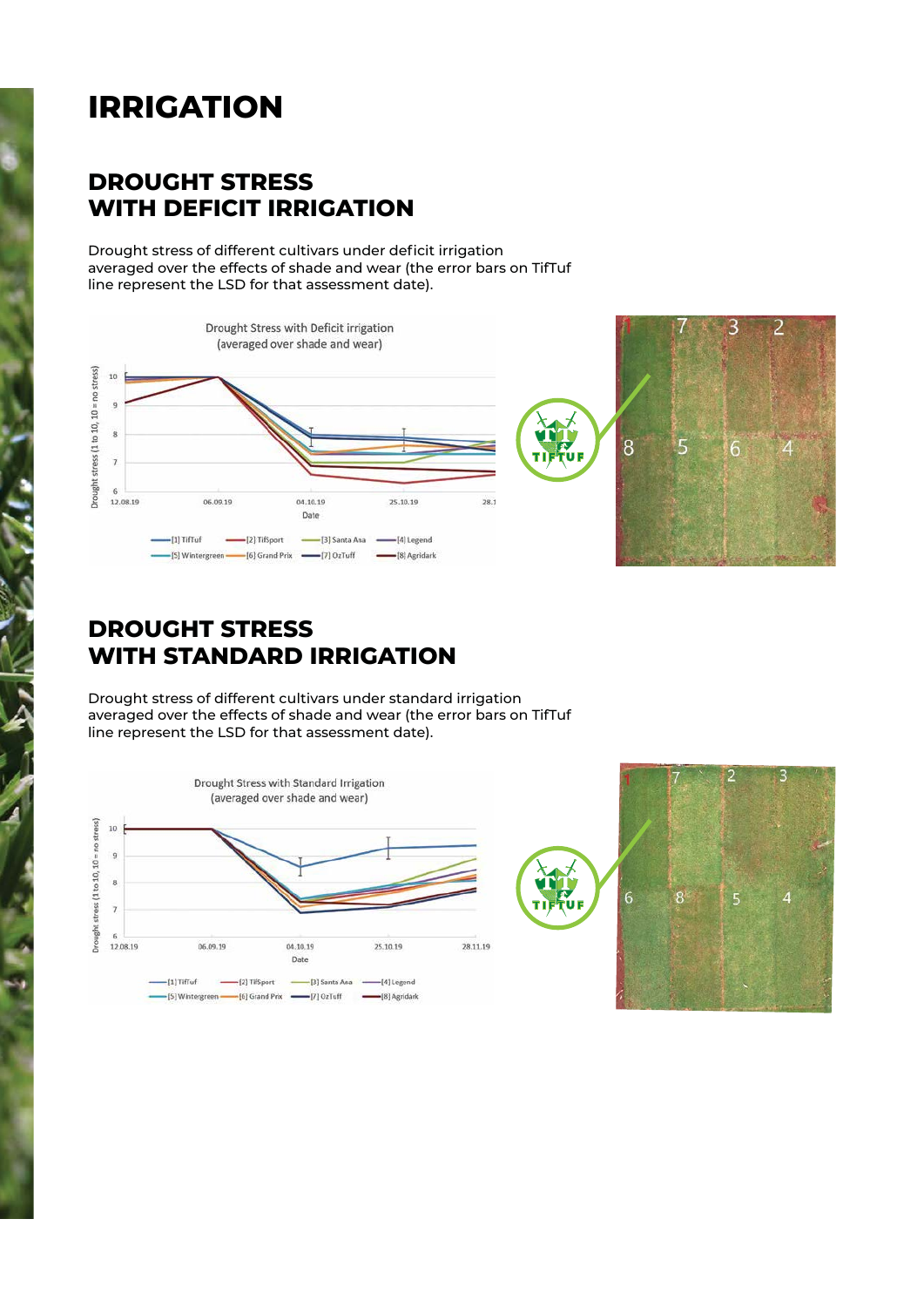# IRRIGATION

## DROUGHT STRESS WITH DEFICIT IRRIGATION

Drought stress of different cultivars under deficit irrigation averaged over the effects of shade and wear (the error bars on TifTuf line represent the LSD for that assessment date).

Drought Stress with Deficit irrigation
(averaged over shade and wear)

Drought stress (1 to 10, 10 = no stress)

10
9
8
7
6

12.08.19
06.09.19
04.10.19
25.10.19
28.1

Date

[1] TifTuf
[2] TifSport
[3] Santa Ana
[4] Legend
[5] Wintergreen
[6] Grand Prix
[7] OzTuff
[8] Agridark

TIFTUF

1 7 3 2
8 5 6 4

## DROUGHT STRESS WITH STANDARD IRRIGATION

Drought stress of different cultivars under standard irrigation averaged over the effects of shade and wear (the error bars on TifTuf line represent the LSD for that assessment date).

Drought Stress with Standard Irrigation
(averaged over shade and wear)

Drought stress (1 to 10, 10 = no stress)

10
9
8
7
6

12.08.19
06.09.19
04.10.19
25.10.19
28.11.19

Date

[1] TifTuf
[2] TifSport
[3] Santa Ana
[4] Legend
[5] Wintergreen
[6] Grand Prix
[7] OzTuff
[8] Agridark

TIFTUF

1 7 2 3
6 8 5 4